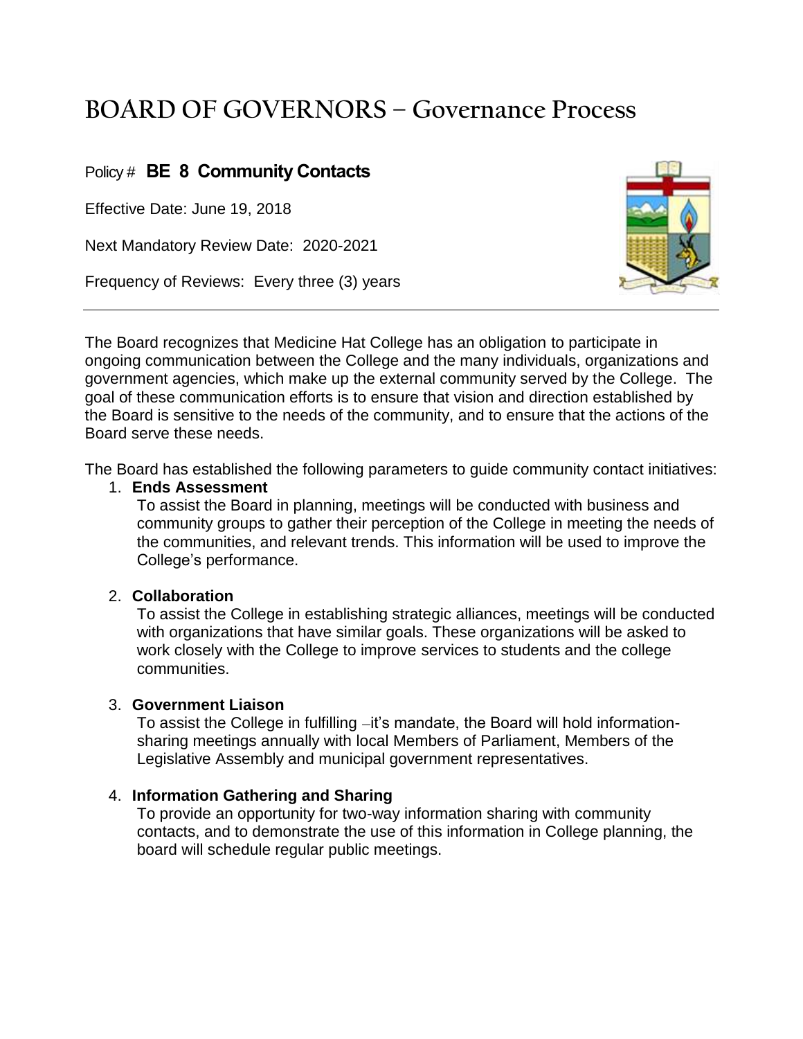# BOARD OF GOVERNORS – Governance Process

Policy # **BE 8 Community Contacts**

Effective Date: June 19, 2018

Next Mandatory Review Date: 2020-2021

Frequency of Reviews: Every three (3) years

---

The Board recognizes that Medicine Hat College has an obligation to participate in ongoing communication between the College and the many individuals, organizations and government agencies, which make up the external community served by the College. The goal of these communication efforts is to ensure that vision and direction established by the Board is sensitive to the needs of the community, and to ensure that the actions of the Board serve these needs.

The Board has established the following parameters to guide community contact initiatives:

1. **Ends Assessment**
   To assist the Board in planning, meetings will be conducted with business and community groups to gather their perception of the College in meeting the needs of the communities, and relevant trends. This information will be used to improve the College's performance.

2. **Collaboration**
   To assist the College in establishing strategic alliances, meetings will be conducted with organizations that have similar goals. These organizations will be asked to work closely with the College to improve services to students and the college communities.

3. **Government Liaison**
   To assist the College in fulfilling –it's mandate, the Board will hold information-sharing meetings annually with local Members of Parliament, Members of the Legislative Assembly and municipal government representatives.

4. **Information Gathering and Sharing**
   To provide an opportunity for two-way information sharing with community contacts, and to demonstrate the use of this information in College planning, the board will schedule regular public meetings.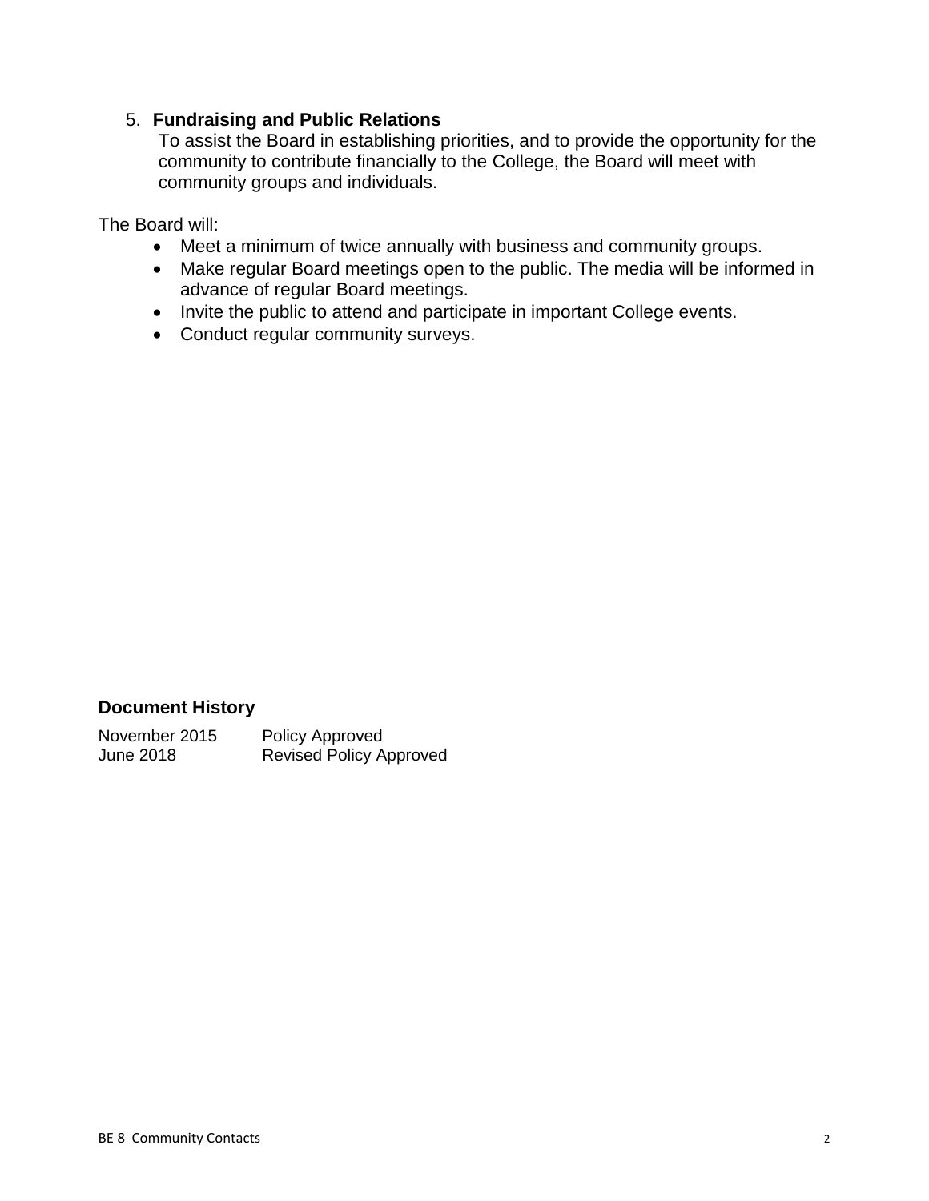5. **Fundraising and Public Relations**
   To assist the Board in establishing priorities, and to provide the opportunity for the community to contribute financially to the College, the Board will meet with community groups and individuals.

The Board will:

- Meet a minimum of twice annually with business and community groups.
- Make regular Board meetings open to the public. The media will be informed in advance of regular Board meetings.
- Invite the public to attend and participate in important College events.
- Conduct regular community surveys.

### Document History

| | |
|---|---|
| November 2015 | Policy Approved |
| June 2018 | Revised Policy Approved |